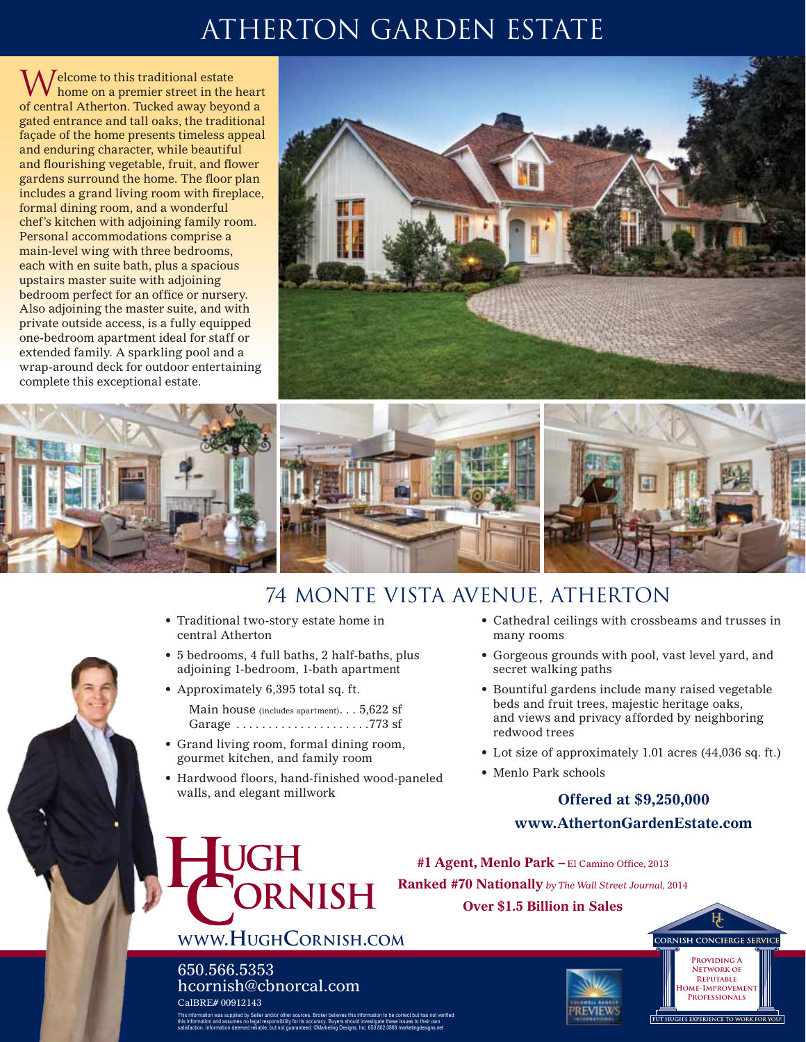# ATHERTON GARDEN ESTATE

Welcome to this traditional estate home on a premier street in the heart of central Atherton. Tucked away beyond a gated entrance and tall oaks, the traditional façade of the home presents timeless appeal and enduring character, while beautiful and flourishing vegetable, fruit, and flower gardens surround the home. The floor plan includes a grand living room with fireplace, formal dining room, and a wonderful chef's kitchen with adjoining family room. Personal accommodations comprise a main-level wing with three bedrooms, each with en suite bath, plus a spacious upstairs master suite with adjoining bedroom perfect for an office or nursery. Also adjoining the master suite, and with private outside access, is a fully equipped one-bedroom apartment ideal for staff or extended family. A sparkling pool and a wrap-around deck for outdoor entertaining complete this exceptional estate.

## 74 MONTE VISTA AVENUE, ATHERTON

- Traditional two-story estate home in central Atherton
- 5 bedrooms, 4 full baths, 2 half-baths, plus adjoining 1-bedroom, 1-bath apartment
- Approximately 6,395 total sq. ft.
  - Main house (includes apartment). . . 5,622 sf
  - Garage . . . . . . . . . . . . . . . . . . . . .773 sf
- Grand living room, formal dining room, gourmet kitchen, and family room
- Hardwood floors, hand-finished wood-paneled walls, and elegant millwork
- Cathedral ceilings with crossbeams and trusses in many rooms
- Gorgeous grounds with pool, vast level yard, and secret walking paths
- Bountiful gardens include many raised vegetable beds and fruit trees, majestic heritage oaks, and views and privacy afforded by neighboring redwood trees
- Lot size of approximately 1.01 acres (44,036 sq. ft.)
- Menlo Park schools

**Offered at $9,250,000**

**www.AthertonGardenEstate.com**

# HUGH CORNISH

**WWW.HUGHCORNISH.COM**

**#1 Agent, Menlo Park –** El Camino Office, 2013

**Ranked #70 Nationally** *by The Wall Street Journal*, 2014

**Over $1.5 Billion in Sales**

650.566.5353
hcornish@cbnorcal.com
CalBRE# 00912143

CORNISH CONCIERGE SERVICE
Providing a Network of Reputable Home-Improvement Professionals
PUT HUGH'S EXPERIENCE TO WORK FOR YOU!

COLDWELL BANKER PREVIEWS INTERNATIONAL

This information was supplied by Seller and/or other sources. Broker believes this information to be correct but has not verified this information and assumes no legal responsibility for its accuracy. Buyers should investigate these issues to their own satisfaction. Information deemed reliable, but not guaranteed. ©Marketing Designs, Inc. 650.802.0888 marketingdesigns.net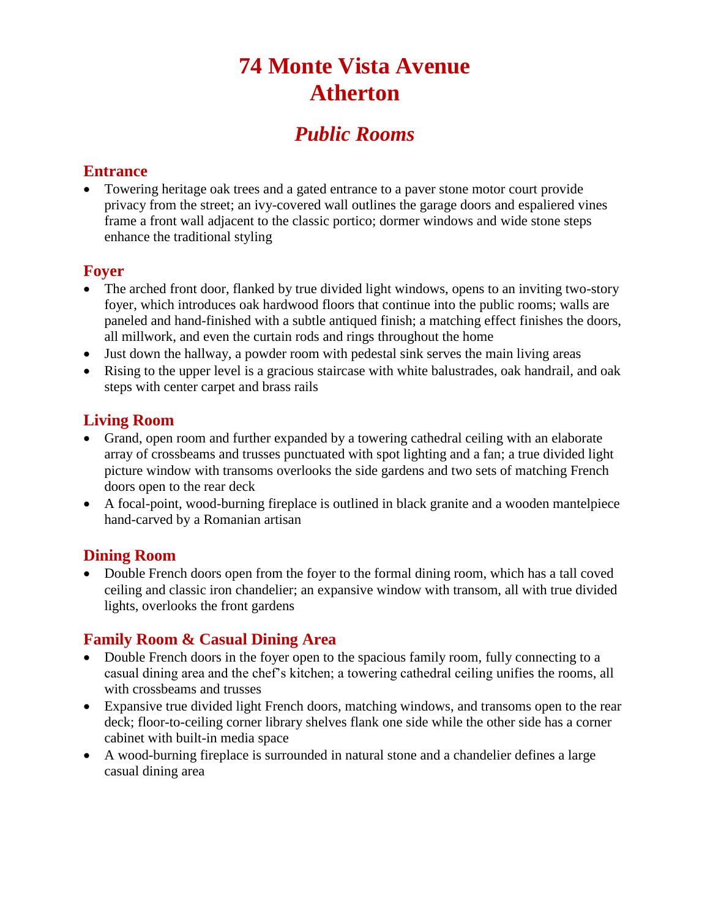# 74 Monte Vista Avenue
# Atherton

## *Public Rooms*

### Entrance

- Towering heritage oak trees and a gated entrance to a paver stone motor court provide privacy from the street; an ivy-covered wall outlines the garage doors and espaliered vines frame a front wall adjacent to the classic portico; dormer windows and wide stone steps enhance the traditional styling

### Foyer

- The arched front door, flanked by true divided light windows, opens to an inviting two-story foyer, which introduces oak hardwood floors that continue into the public rooms; walls are paneled and hand-finished with a subtle antiqued finish; a matching effect finishes the doors, all millwork, and even the curtain rods and rings throughout the home
- Just down the hallway, a powder room with pedestal sink serves the main living areas
- Rising to the upper level is a gracious staircase with white balustrades, oak handrail, and oak steps with center carpet and brass rails

### Living Room

- Grand, open room and further expanded by a towering cathedral ceiling with an elaborate array of crossbeams and trusses punctuated with spot lighting and a fan; a true divided light picture window with transoms overlooks the side gardens and two sets of matching French doors open to the rear deck
- A focal-point, wood-burning fireplace is outlined in black granite and a wooden mantelpiece hand-carved by a Romanian artisan

### Dining Room

- Double French doors open from the foyer to the formal dining room, which has a tall coved ceiling and classic iron chandelier; an expansive window with transom, all with true divided lights, overlooks the front gardens

### Family Room & Casual Dining Area

- Double French doors in the foyer open to the spacious family room, fully connecting to a casual dining area and the chef's kitchen; a towering cathedral ceiling unifies the rooms, all with crossbeams and trusses
- Expansive true divided light French doors, matching windows, and transoms open to the rear deck; floor-to-ceiling corner library shelves flank one side while the other side has a corner cabinet with built-in media space
- A wood-burning fireplace is surrounded in natural stone and a chandelier defines a large casual dining area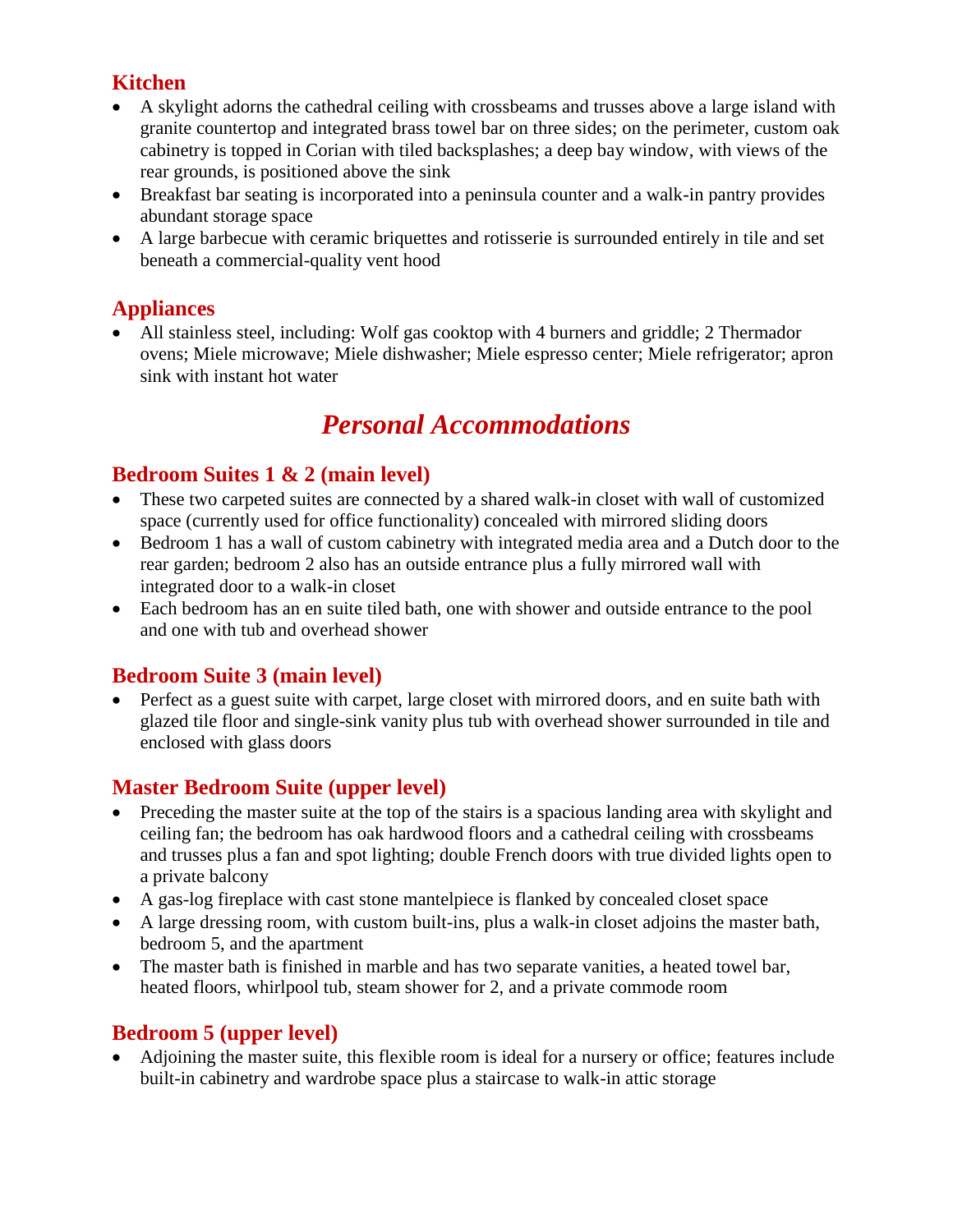### Kitchen

- A skylight adorns the cathedral ceiling with crossbeams and trusses above a large island with granite countertop and integrated brass towel bar on three sides; on the perimeter, custom oak cabinetry is topped in Corian with tiled backsplashes; a deep bay window, with views of the rear grounds, is positioned above the sink
- Breakfast bar seating is incorporated into a peninsula counter and a walk-in pantry provides abundant storage space
- A large barbecue with ceramic briquettes and rotisserie is surrounded entirely in tile and set beneath a commercial-quality vent hood

### Appliances

- All stainless steel, including: Wolf gas cooktop with 4 burners and griddle; 2 Thermador ovens; Miele microwave; Miele dishwasher; Miele espresso center; Miele refrigerator; apron sink with instant hot water

## *Personal Accommodations*

### Bedroom Suites 1 & 2 (main level)

- These two carpeted suites are connected by a shared walk-in closet with wall of customized space (currently used for office functionality) concealed with mirrored sliding doors
- Bedroom 1 has a wall of custom cabinetry with integrated media area and a Dutch door to the rear garden; bedroom 2 also has an outside entrance plus a fully mirrored wall with integrated door to a walk-in closet
- Each bedroom has an en suite tiled bath, one with shower and outside entrance to the pool and one with tub and overhead shower

### Bedroom Suite 3 (main level)

- Perfect as a guest suite with carpet, large closet with mirrored doors, and en suite bath with glazed tile floor and single-sink vanity plus tub with overhead shower surrounded in tile and enclosed with glass doors

### Master Bedroom Suite (upper level)

- Preceding the master suite at the top of the stairs is a spacious landing area with skylight and ceiling fan; the bedroom has oak hardwood floors and a cathedral ceiling with crossbeams and trusses plus a fan and spot lighting; double French doors with true divided lights open to a private balcony
- A gas-log fireplace with cast stone mantelpiece is flanked by concealed closet space
- A large dressing room, with custom built-ins, plus a walk-in closet adjoins the master bath, bedroom 5, and the apartment
- The master bath is finished in marble and has two separate vanities, a heated towel bar, heated floors, whirlpool tub, steam shower for 2, and a private commode room

### Bedroom 5 (upper level)

- Adjoining the master suite, this flexible room is ideal for a nursery or office; features include built-in cabinetry and wardrobe space plus a staircase to walk-in attic storage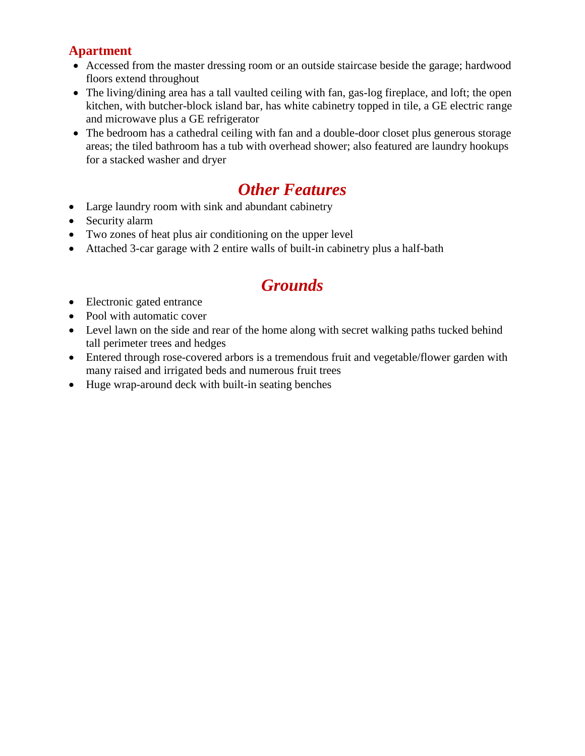### Apartment

- Accessed from the master dressing room or an outside staircase beside the garage; hardwood floors extend throughout
- The living/dining area has a tall vaulted ceiling with fan, gas-log fireplace, and loft; the open kitchen, with butcher-block island bar, has white cabinetry topped in tile, a GE electric range and microwave plus a GE refrigerator
- The bedroom has a cathedral ceiling with fan and a double-door closet plus generous storage areas; the tiled bathroom has a tub with overhead shower; also featured are laundry hookups for a stacked washer and dryer

## *Other Features*

- Large laundry room with sink and abundant cabinetry
- Security alarm
- Two zones of heat plus air conditioning on the upper level
- Attached 3-car garage with 2 entire walls of built-in cabinetry plus a half-bath

## *Grounds*

- Electronic gated entrance
- Pool with automatic cover
- Level lawn on the side and rear of the home along with secret walking paths tucked behind tall perimeter trees and hedges
- Entered through rose-covered arbors is a tremendous fruit and vegetable/flower garden with many raised and irrigated beds and numerous fruit trees
- Huge wrap-around deck with built-in seating benches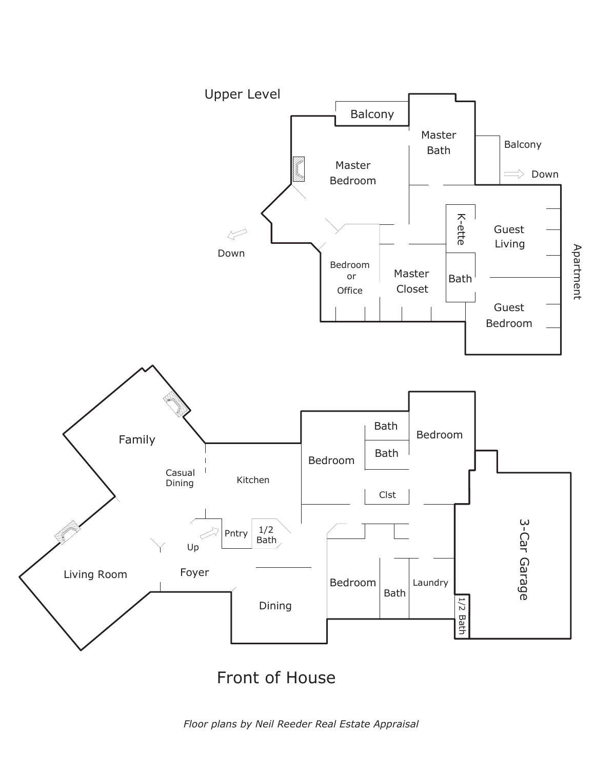Upper Level

Balcony

Master Bath

Balcony

Down

Master Bedroom

Down

K-ette

Guest Living

Bedroom or Office

Master Closet

Bath

Apartment

Guest Bedroom

Bath

Bedroom

Bath

Family

Bedroom

Casual Dining

Kitchen

Clst

Pntry

1/2 Bath

Up

3-Car Garage

Living Room

Foyer

Bedroom

Laundry

Bath

Dining

1/2 Bath

Front of House

*Floor plans by Neil Reeder Real Estate Appraisal*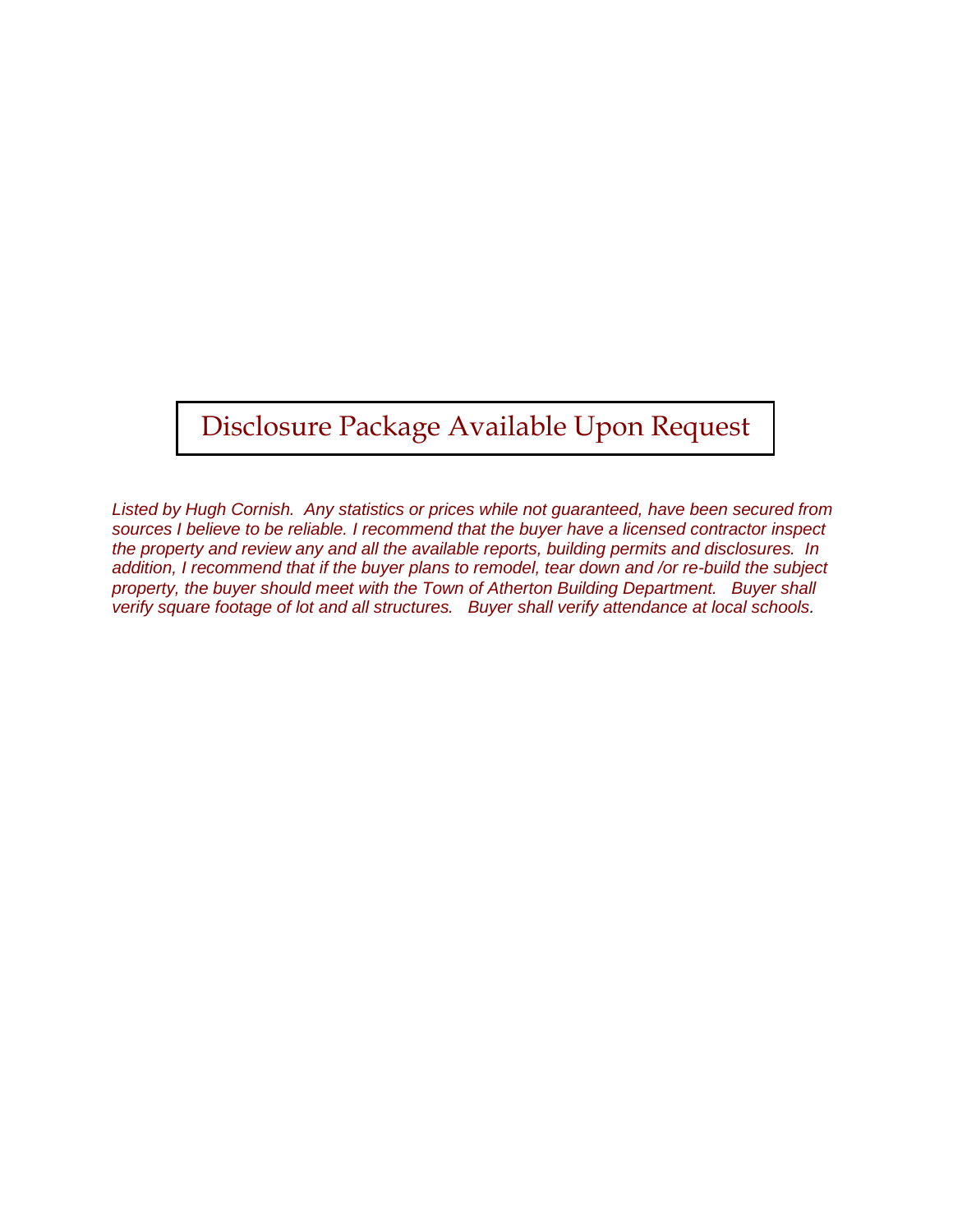**Disclosure Package Available Upon Request**

*Listed by Hugh Cornish. Any statistics or prices while not guaranteed, have been secured from sources I believe to be reliable. I recommend that the buyer have a licensed contractor inspect the property and review any and all the available reports, building permits and disclosures. In addition, I recommend that if the buyer plans to remodel, tear down and /or re-build the subject property, the buyer should meet with the Town of Atherton Building Department. Buyer shall verify square footage of lot and all structures. Buyer shall verify attendance at local schools.*